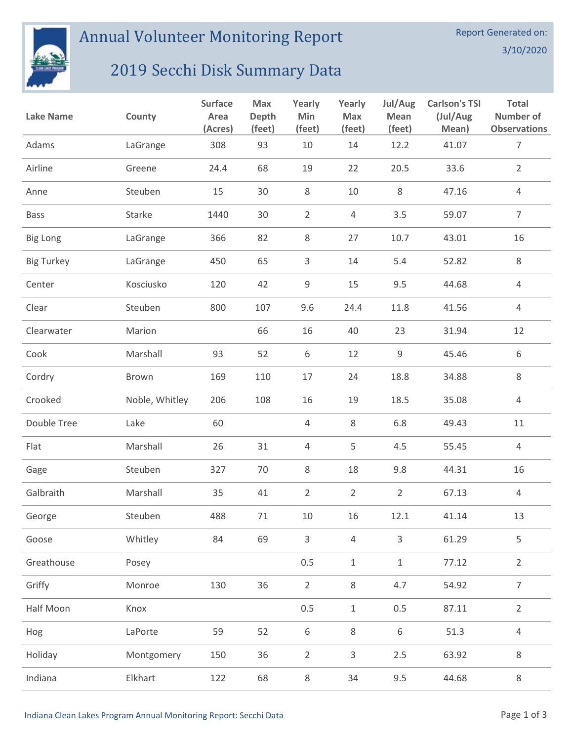# Annual Volunteer Monitoring Report

## 2019 Secchi Disk Summary Data

Report Generated on: 3/10/2020

| Lake Name | County | Surface Area (Acres) | Max Depth (feet) | Yearly Min (feet) | Yearly Max (feet) | Jul/Aug Mean (feet) | Carlson's TSI (Jul/Aug Mean) | Total Number of Observations |
|---|---|---|---|---|---|---|---|---|
| Adams | LaGrange | 308 | 93 | 10 | 14 | 12.2 | 41.07 | 7 |
| Airline | Greene | 24.4 | 68 | 19 | 22 | 20.5 | 33.6 | 2 |
| Anne | Steuben | 15 | 30 | 8 | 10 | 8 | 47.16 | 4 |
| Bass | Starke | 1440 | 30 | 2 | 4 | 3.5 | 59.07 | 7 |
| Big Long | LaGrange | 366 | 82 | 8 | 27 | 10.7 | 43.01 | 16 |
| Big Turkey | LaGrange | 450 | 65 | 3 | 14 | 5.4 | 52.82 | 8 |
| Center | Kosciusko | 120 | 42 | 9 | 15 | 9.5 | 44.68 | 4 |
| Clear | Steuben | 800 | 107 | 9.6 | 24.4 | 11.8 | 41.56 | 4 |
| Clearwater | Marion | | 66 | 16 | 40 | 23 | 31.94 | 12 |
| Cook | Marshall | 93 | 52 | 6 | 12 | 9 | 45.46 | 6 |
| Cordry | Brown | 169 | 110 | 17 | 24 | 18.8 | 34.88 | 8 |
| Crooked | Noble, Whitley | 206 | 108 | 16 | 19 | 18.5 | 35.08 | 4 |
| Double Tree | Lake | 60 | | 4 | 8 | 6.8 | 49.43 | 11 |
| Flat | Marshall | 26 | 31 | 4 | 5 | 4.5 | 55.45 | 4 |
| Gage | Steuben | 327 | 70 | 8 | 18 | 9.8 | 44.31 | 16 |
| Galbraith | Marshall | 35 | 41 | 2 | 2 | 2 | 67.13 | 4 |
| George | Steuben | 488 | 71 | 10 | 16 | 12.1 | 41.14 | 13 |
| Goose | Whitley | 84 | 69 | 3 | 4 | 3 | 61.29 | 5 |
| Greathouse | Posey | | | 0.5 | 1 | 1 | 77.12 | 2 |
| Griffy | Monroe | 130 | 36 | 2 | 8 | 4.7 | 54.92 | 7 |
| Half Moon | Knox | | | 0.5 | 1 | 0.5 | 87.11 | 2 |
| Hog | LaPorte | 59 | 52 | 6 | 8 | 6 | 51.3 | 4 |
| Holiday | Montgomery | 150 | 36 | 2 | 3 | 2.5 | 63.92 | 8 |
| Indiana | Elkhart | 122 | 68 | 8 | 34 | 9.5 | 44.68 | 8 |

Indiana Clean Lakes Program Annual Monitoring Report: Secchi Data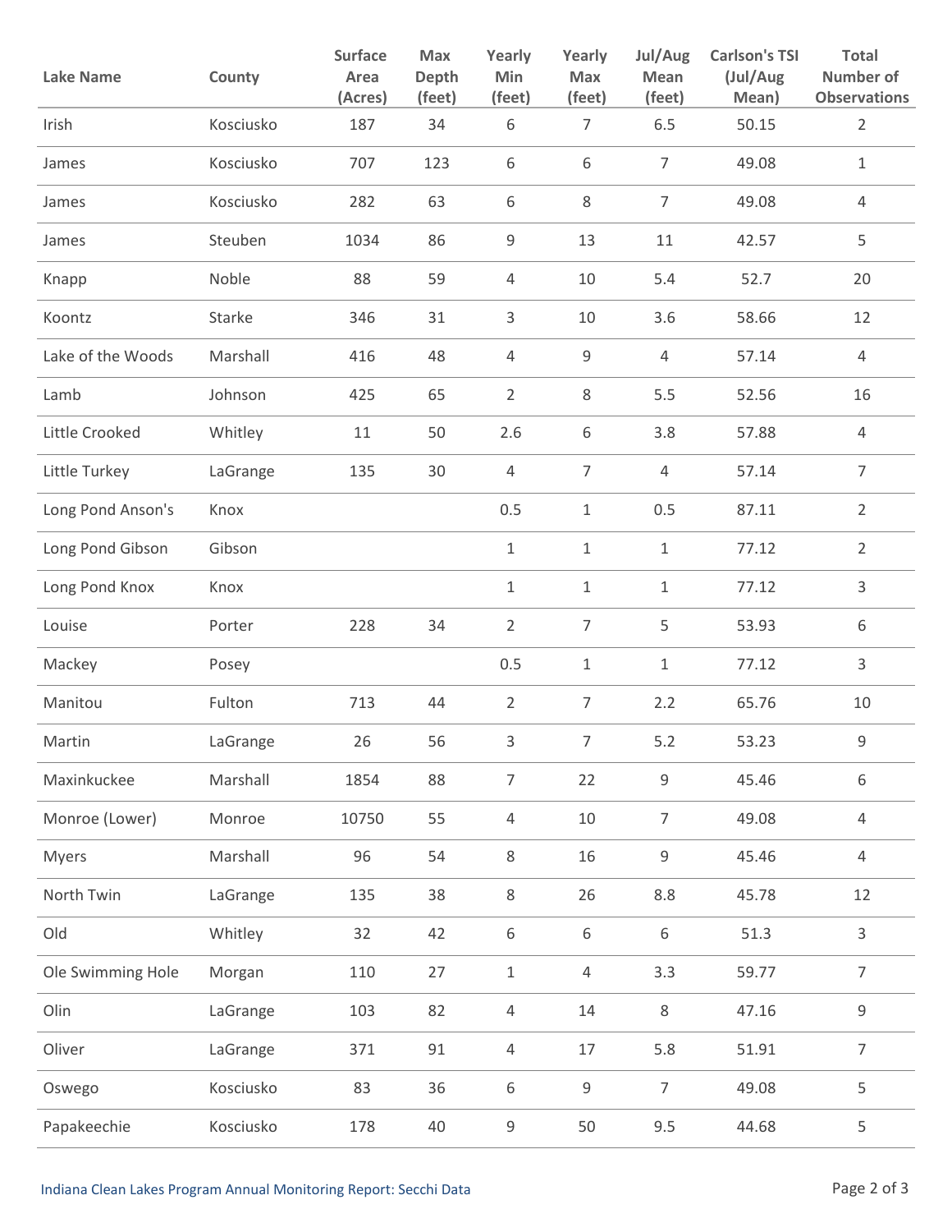| Lake Name | County | Surface Area (Acres) | Max Depth (feet) | Yearly Min (feet) | Yearly Max (feet) | Jul/Aug Mean (feet) | Carlson's TSI (Jul/Aug Mean) | Total Number of Observations |
|---|---|---|---|---|---|---|---|---|
| Irish | Kosciusko | 187 | 34 | 6 | 7 | 6.5 | 50.15 | 2 |
| James | Kosciusko | 707 | 123 | 6 | 6 | 7 | 49.08 | 1 |
| James | Kosciusko | 282 | 63 | 6 | 8 | 7 | 49.08 | 4 |
| James | Steuben | 1034 | 86 | 9 | 13 | 11 | 42.57 | 5 |
| Knapp | Noble | 88 | 59 | 4 | 10 | 5.4 | 52.7 | 20 |
| Koontz | Starke | 346 | 31 | 3 | 10 | 3.6 | 58.66 | 12 |
| Lake of the Woods | Marshall | 416 | 48 | 4 | 9 | 4 | 57.14 | 4 |
| Lamb | Johnson | 425 | 65 | 2 | 8 | 5.5 | 52.56 | 16 |
| Little Crooked | Whitley | 11 | 50 | 2.6 | 6 | 3.8 | 57.88 | 4 |
| Little Turkey | LaGrange | 135 | 30 | 4 | 7 | 4 | 57.14 | 7 |
| Long Pond Anson's | Knox | | | 0.5 | 1 | 0.5 | 87.11 | 2 |
| Long Pond Gibson | Gibson | | | 1 | 1 | 1 | 77.12 | 2 |
| Long Pond Knox | Knox | | | 1 | 1 | 1 | 77.12 | 3 |
| Louise | Porter | 228 | 34 | 2 | 7 | 5 | 53.93 | 6 |
| Mackey | Posey | | | 0.5 | 1 | 1 | 77.12 | 3 |
| Manitou | Fulton | 713 | 44 | 2 | 7 | 2.2 | 65.76 | 10 |
| Martin | LaGrange | 26 | 56 | 3 | 7 | 5.2 | 53.23 | 9 |
| Maxinkuckee | Marshall | 1854 | 88 | 7 | 22 | 9 | 45.46 | 6 |
| Monroe (Lower) | Monroe | 10750 | 55 | 4 | 10 | 7 | 49.08 | 4 |
| Myers | Marshall | 96 | 54 | 8 | 16 | 9 | 45.46 | 4 |
| North Twin | LaGrange | 135 | 38 | 8 | 26 | 8.8 | 45.78 | 12 |
| Old | Whitley | 32 | 42 | 6 | 6 | 6 | 51.3 | 3 |
| Ole Swimming Hole | Morgan | 110 | 27 | 1 | 4 | 3.3 | 59.77 | 7 |
| Olin | LaGrange | 103 | 82 | 4 | 14 | 8 | 47.16 | 9 |
| Oliver | LaGrange | 371 | 91 | 4 | 17 | 5.8 | 51.91 | 7 |
| Oswego | Kosciusko | 83 | 36 | 6 | 9 | 7 | 49.08 | 5 |
| Papakeechie | Kosciusko | 178 | 40 | 9 | 50 | 9.5 | 44.68 | 5 |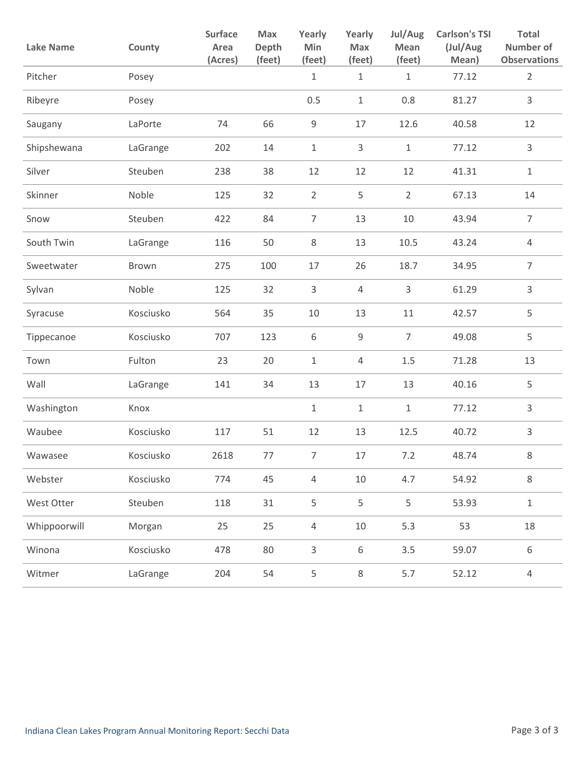| Lake Name | County | Surface Area (Acres) | Max Depth (feet) | Yearly Min (feet) | Yearly Max (feet) | Jul/Aug Mean (feet) | Carlson's TSI (Jul/Aug Mean) | Total Number of Observations |
|---|---|---|---|---|---|---|---|---|
| Pitcher | Posey | | | 1 | 1 | 1 | 77.12 | 2 |
| Ribeyre | Posey | | | 0.5 | 1 | 0.8 | 81.27 | 3 |
| Saugany | LaPorte | 74 | 66 | 9 | 17 | 12.6 | 40.58 | 12 |
| Shipshewana | LaGrange | 202 | 14 | 1 | 3 | 1 | 77.12 | 3 |
| Silver | Steuben | 238 | 38 | 12 | 12 | 12 | 41.31 | 1 |
| Skinner | Noble | 125 | 32 | 2 | 5 | 2 | 67.13 | 14 |
| Snow | Steuben | 422 | 84 | 7 | 13 | 10 | 43.94 | 7 |
| South Twin | LaGrange | 116 | 50 | 8 | 13 | 10.5 | 43.24 | 4 |
| Sweetwater | Brown | 275 | 100 | 17 | 26 | 18.7 | 34.95 | 7 |
| Sylvan | Noble | 125 | 32 | 3 | 4 | 3 | 61.29 | 3 |
| Syracuse | Kosciusko | 564 | 35 | 10 | 13 | 11 | 42.57 | 5 |
| Tippecanoe | Kosciusko | 707 | 123 | 6 | 9 | 7 | 49.08 | 5 |
| Town | Fulton | 23 | 20 | 1 | 4 | 1.5 | 71.28 | 13 |
| Wall | LaGrange | 141 | 34 | 13 | 17 | 13 | 40.16 | 5 |
| Washington | Knox | | | 1 | 1 | 1 | 77.12 | 3 |
| Waubee | Kosciusko | 117 | 51 | 12 | 13 | 12.5 | 40.72 | 3 |
| Wawasee | Kosciusko | 2618 | 77 | 7 | 17 | 7.2 | 48.74 | 8 |
| Webster | Kosciusko | 774 | 45 | 4 | 10 | 4.7 | 54.92 | 8 |
| West Otter | Steuben | 118 | 31 | 5 | 5 | 5 | 53.93 | 1 |
| Whippoorwill | Morgan | 25 | 25 | 4 | 10 | 5.3 | 53 | 18 |
| Winona | Kosciusko | 478 | 80 | 3 | 6 | 3.5 | 59.07 | 6 |
| Witmer | LaGrange | 204 | 54 | 5 | 8 | 5.7 | 52.12 | 4 |